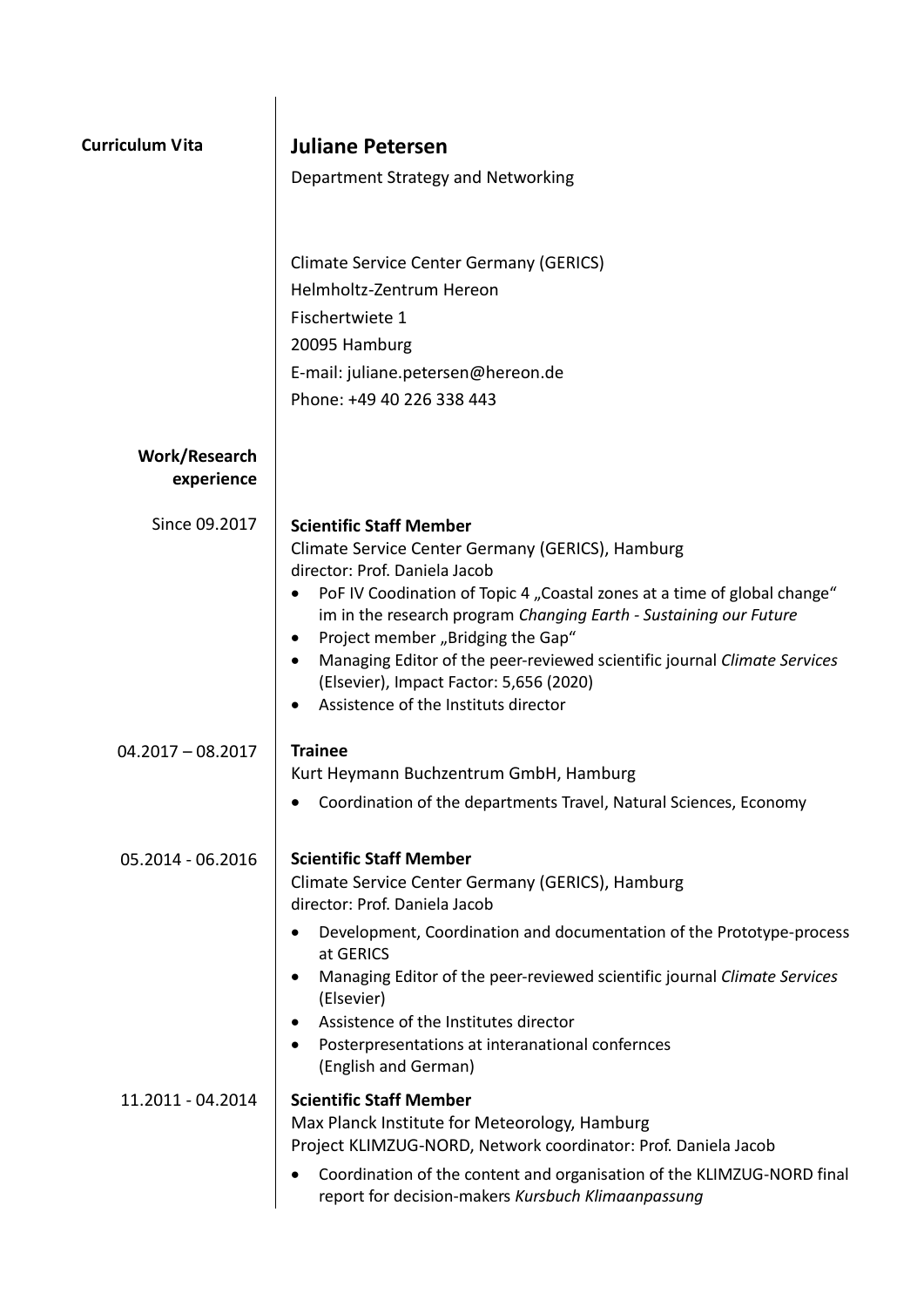**Curriculum Vita**

# Juliane Petersen

Department Strategy and Networking

Climate Service Center Germany (GERICS)
Helmholtz-Zentrum Hereon
Fischertwiete 1
20095 Hamburg
E-mail: juliane.petersen@hereon.de
Phone: +49 40 226 338 443

## Work/Research experience

**Since 09.2017**

**Scientific Staff Member**
Climate Service Center Germany (GERICS), Hamburg
director: Prof. Daniela Jacob

- PoF IV Coodination of Topic 4 „Coastal zones at a time of global change“ im in the research program *Changing Earth - Sustaining our Future*
- Project member „Bridging the Gap“
- Managing Editor of the peer-reviewed scientific journal *Climate Services* (Elsevier), Impact Factor: 5,656 (2020)
- Assistence of the Instituts director

**04.2017 – 08.2017**

**Trainee**
Kurt Heymann Buchzentrum GmbH, Hamburg

- Coordination of the departments Travel, Natural Sciences, Economy

**05.2014 - 06.2016**

**Scientific Staff Member**
Climate Service Center Germany (GERICS), Hamburg
director: Prof. Daniela Jacob

- Development, Coordination and documentation of the Prototype-process at GERICS
- Managing Editor of the peer-reviewed scientific journal *Climate Services* (Elsevier)
- Assistence of the Institutes director
- Posterpresentations at interanational confernces (English and German)

**11.2011 - 04.2014**

**Scientific Staff Member**
Max Planck Institute for Meteorology, Hamburg
Project KLIMZUG-NORD, Network coordinator: Prof. Daniela Jacob

- Coordination of the content and organisation of the KLIMZUG-NORD final report for decision-makers *Kursbuch Klimaanpassung*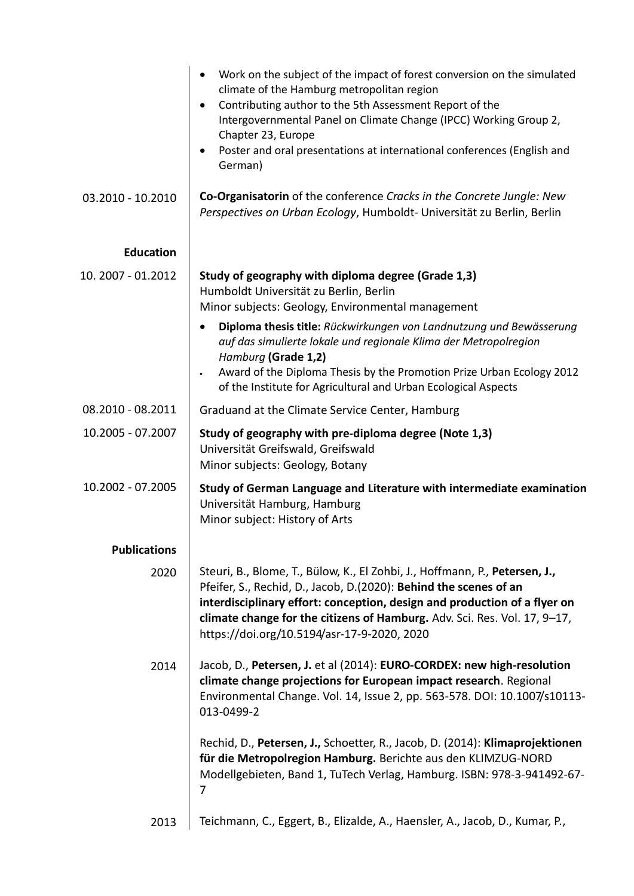- Work on the subject of the impact of forest conversion on the simulated climate of the Hamburg metropolitan region
- Contributing author to the 5th Assessment Report of the Intergovernmental Panel on Climate Change (IPCC) Working Group 2, Chapter 23, Europe
- Poster and oral presentations at international conferences (English and German)

03.2010 - 10.2010 — **Co-Organisatorin** of the conference *Cracks in the Concrete Jungle: New Perspectives on Urban Ecology*, Humboldt- Universität zu Berlin, Berlin

## Education

10. 2007 - 01.2012 — **Study of geography with diploma degree (Grade 1,3)**
Humboldt Universität zu Berlin, Berlin
Minor subjects: Geology, Environmental management

- **Diploma thesis title:** *Rückwirkungen von Landnutzung und Bewässerung auf das simulierte lokale und regionale Klima der Metropolregion Hamburg* **(Grade 1,2)**
- Award of the Diploma Thesis by the Promotion Prize Urban Ecology 2012 of the Institute for Agricultural and Urban Ecological Aspects

08.2010 - 08.2011 — Graduand at the Climate Service Center, Hamburg

10.2005 - 07.2007 — **Study of geography with pre-diploma degree (Note 1,3)**
Universität Greifswald, Greifswald
Minor subjects: Geology, Botany

10.2002 - 07.2005 — **Study of German Language and Literature with intermediate examination**
Universität Hamburg, Hamburg
Minor subject: History of Arts

## Publications

2020 — Steuri, B., Blome, T., Bülow, K., El Zohbi, J., Hoffmann, P., **Petersen, J.,** Pfeifer, S., Rechid, D., Jacob, D.(2020): **Behind the scenes of an interdisciplinary effort: conception, design and production of a flyer on climate change for the citizens of Hamburg.** Adv. Sci. Res. Vol. 17, 9–17, https://doi.org/10.5194/asr-17-9-2020, 2020

2014 — Jacob, D., **Petersen, J.** et al (2014): **EURO-CORDEX: new high-resolution climate change projections for European impact research**. Regional Environmental Change. Vol. 14, Issue 2, pp. 563-578. DOI: 10.1007/s10113-013-0499-2

Rechid, D., **Petersen, J.,** Schoetter, R., Jacob, D. (2014): **Klimaprojektionen für die Metropolregion Hamburg.** Berichte aus den KLIMZUG-NORD Modellgebieten, Band 1, TuTech Verlag, Hamburg. ISBN: 978-3-941492-67-7

2013 — Teichmann, C., Eggert, B., Elizalde, A., Haensler, A., Jacob, D., Kumar, P.,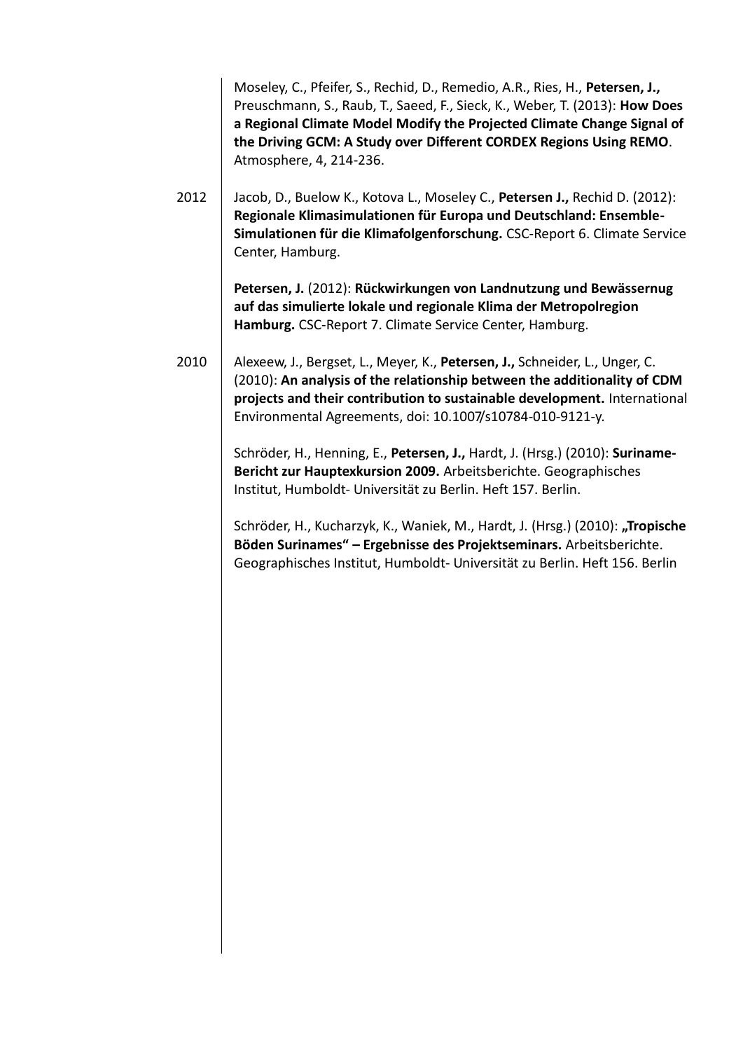Moseley, C., Pfeifer, S., Rechid, D., Remedio, A.R., Ries, H., **Petersen, J.,** Preuschmann, S., Raub, T., Saeed, F., Sieck, K., Weber, T. (2013): **How Does a Regional Climate Model Modify the Projected Climate Change Signal of the Driving GCM: A Study over Different CORDEX Regions Using REMO**. Atmosphere, 4, 214-236.

2012

Jacob, D., Buelow K., Kotova L., Moseley C., **Petersen J.,** Rechid D. (2012): **Regionale Klimasimulationen für Europa und Deutschland: Ensemble-Simulationen für die Klimafolgenforschung.** CSC-Report 6. Climate Service Center, Hamburg.

**Petersen, J.** (2012): **Rückwirkungen von Landnutzung und Bewässernug auf das simulierte lokale und regionale Klima der Metropolregion Hamburg.** CSC-Report 7. Climate Service Center, Hamburg.

2010

Alexeew, J., Bergset, L., Meyer, K., **Petersen, J.,** Schneider, L., Unger, C. (2010): **An analysis of the relationship between the additionality of CDM projects and their contribution to sustainable development.** International Environmental Agreements, doi: 10.1007/s10784-010-9121-y.

Schröder, H., Henning, E., **Petersen, J.,** Hardt, J. (Hrsg.) (2010): **Suriname-Bericht zur Hauptexkursion 2009.** Arbeitsberichte. Geographisches Institut, Humboldt- Universität zu Berlin. Heft 157. Berlin.

Schröder, H., Kucharzyk, K., Waniek, M., Hardt, J. (Hrsg.) (2010): **„Tropische Böden Surinames" – Ergebnisse des Projektseminars.** Arbeitsberichte. Geographisches Institut, Humboldt- Universität zu Berlin. Heft 156. Berlin